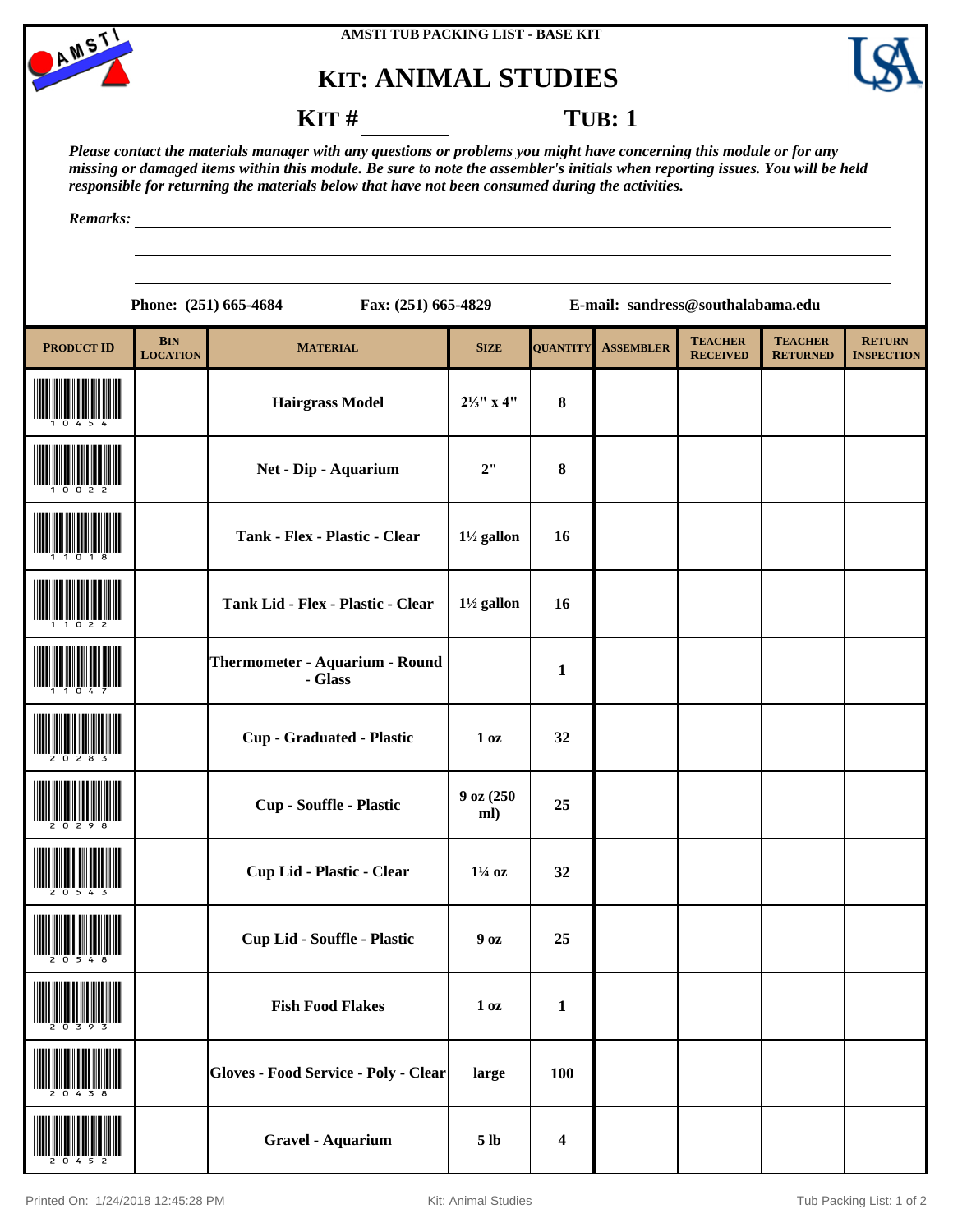AMSTI TUB PACKING LIST - BASE KIT

# KIT: ANIMAL STUDIES

**KIT # ________** **TUB: 1**

*Please contact the materials manager with any questions or problems you might have concerning this module or for any missing or damaged items within this module. Be sure to note the assembler's initials when reporting issues. You will be held responsible for returning the materials below that have not been consumed during the activities.*

*Remarks:* ________________________________________________

**Phone: (251) 665-4684** **Fax: (251) 665-4829** **E-mail: sandress@southalabama.edu**

| PRODUCT ID | BIN LOCATION | MATERIAL | SIZE | QUANTITY | ASSEMBLER | TEACHER RECEIVED | TEACHER RETURNED | RETURN INSPECTION |
|---|---|---|---|---|---|---|---|---|
| 10454 | | Hairgrass Model | 2⅓" x 4" | 8 | | | | |
| 10022 | | Net - Dip - Aquarium | 2" | 8 | | | | |
| 11018 | | Tank - Flex - Plastic - Clear | 1½ gallon | 16 | | | | |
| 11022 | | Tank Lid - Flex - Plastic - Clear | 1½ gallon | 16 | | | | |
| 11047 | | Thermometer - Aquarium - Round - Glass | | 1 | | | | |
| 20283 | | Cup - Graduated - Plastic | 1 oz | 32 | | | | |
| 20298 | | Cup - Souffle - Plastic | 9 oz (250 ml) | 25 | | | | |
| 20543 | | Cup Lid - Plastic - Clear | 1¼ oz | 32 | | | | |
| 20548 | | Cup Lid - Souffle - Plastic | 9 oz | 25 | | | | |
| 20393 | | Fish Food Flakes | 1 oz | 1 | | | | |
| 20438 | | Gloves - Food Service - Poly - Clear | large | 100 | | | | |
| 20452 | | Gravel - Aquarium | 5 lb | 4 | | | | |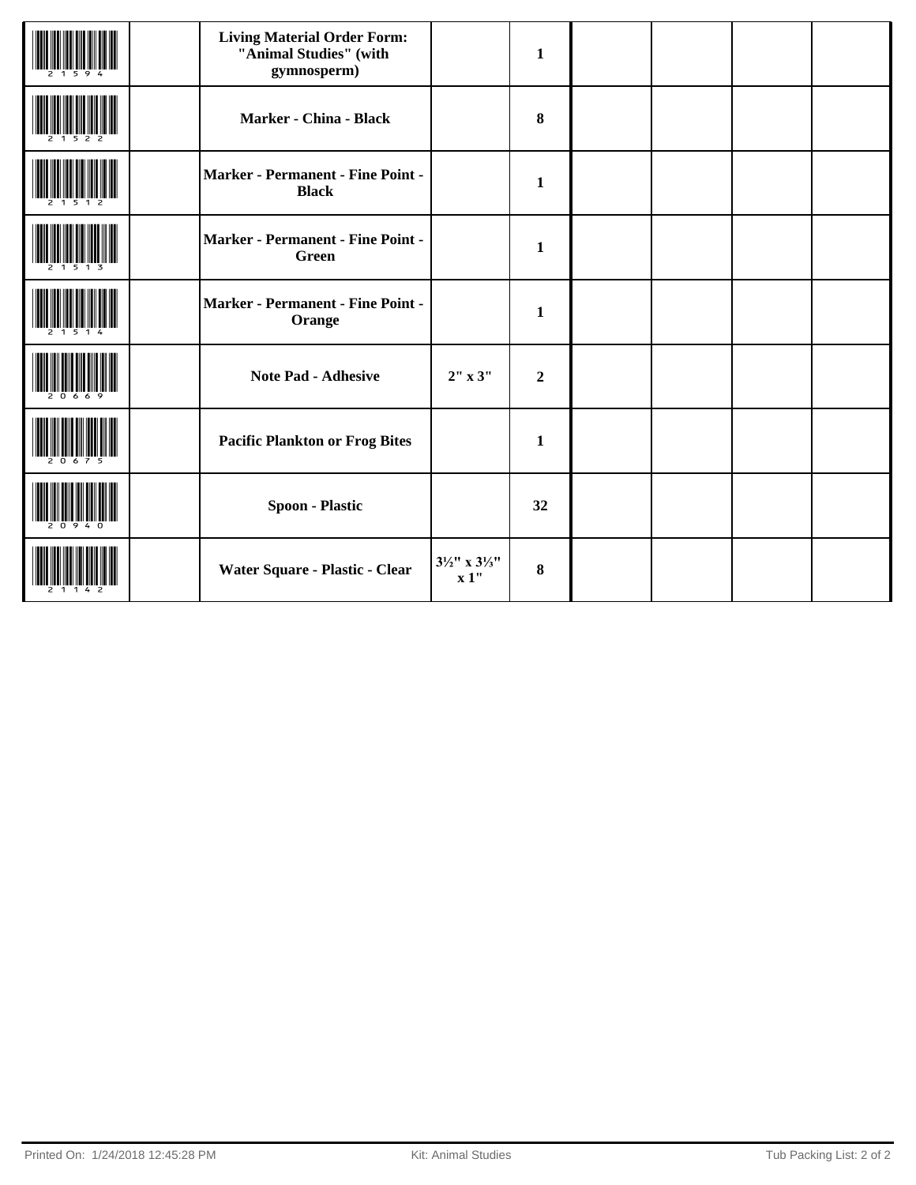| | | | | | | | | |
|---|---|---|---|---|---|---|---|---|
| 21594 | | **Living Material Order Form: "Animal Studies" (with gymnosperm)** | | **1** | | | | |
| 21522 | | **Marker - China - Black** | | **8** | | | | |
| 21512 | | **Marker - Permanent - Fine Point - Black** | | **1** | | | | |
| 21513 | | **Marker - Permanent - Fine Point - Green** | | **1** | | | | |
| 21514 | | **Marker - Permanent - Fine Point - Orange** | | **1** | | | | |
| 20669 | | **Note Pad - Adhesive** | **2" x 3"** | **2** | | | | |
| 20675 | | **Pacific Plankton or Frog Bites** | | **1** | | | | |
| 20940 | | **Spoon - Plastic** | | **32** | | | | |
| 21142 | | **Water Square - Plastic - Clear** | **3½" x 3⅓" x 1"** | **8** | | | | |

Printed On: 1/24/2018 12:45:28 PM Kit: Animal Studies Tub Packing List: 2 of 2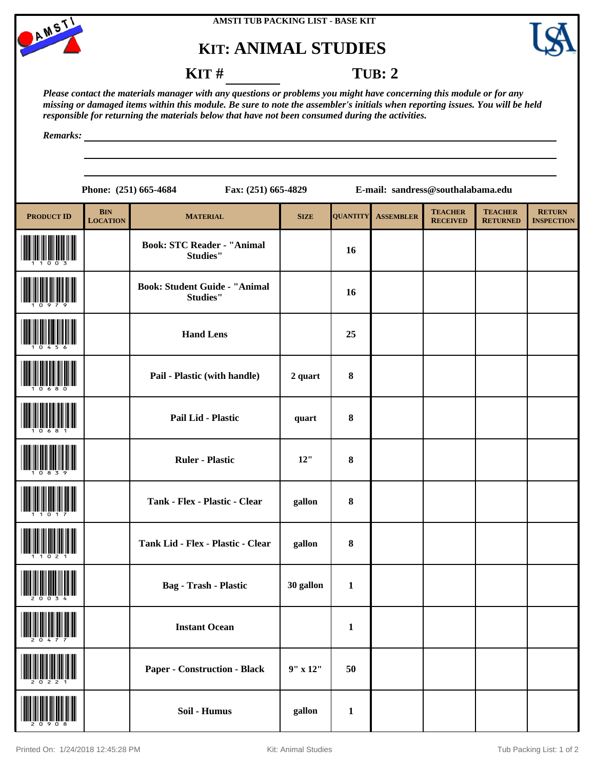AMSTI TUB PACKING LIST - BASE KIT

# KIT: ANIMAL STUDIES

## KIT # ________ TUB: 2

***Please contact the materials manager with any questions or problems you might have concerning this module or for any missing or damaged items within this module. Be sure to note the assembler's initials when reporting issues. You will be held responsible for returning the materials below that have not been consumed during the activities.***

***Remarks:*** ______________________________

**Phone: (251) 665-4684** **Fax: (251) 665-4829** **E-mail: sandress@southalabama.edu**

| PRODUCT ID | BIN LOCATION | MATERIAL | SIZE | QUANTITY | ASSEMBLER | TEACHER RECEIVED | TEACHER RETURNED | RETURN INSPECTION |
|---|---|---|---|---|---|---|---|---|
| 11003 | | Book: STC Reader - "Animal Studies" | | 16 | | | | |
| 10979 | | Book: Student Guide - "Animal Studies" | | 16 | | | | |
| 10456 | | Hand Lens | | 25 | | | | |
| 10680 | | Pail - Plastic (with handle) | 2 quart | 8 | | | | |
| 10681 | | Pail Lid - Plastic | quart | 8 | | | | |
| 10839 | | Ruler - Plastic | 12" | 8 | | | | |
| 11017 | | Tank - Flex - Plastic - Clear | gallon | 8 | | | | |
| 11021 | | Tank Lid - Flex - Plastic - Clear | gallon | 8 | | | | |
| 20034 | | Bag - Trash - Plastic | 30 gallon | 1 | | | | |
| 20477 | | Instant Ocean | | 1 | | | | |
| 20221 | | Paper - Construction - Black | 9" x 12" | 50 | | | | |
| 20908 | | Soil - Humus | gallon | 1 | | | | |

Printed On: 1/24/2018 12:45:28 PM Kit: Animal Studies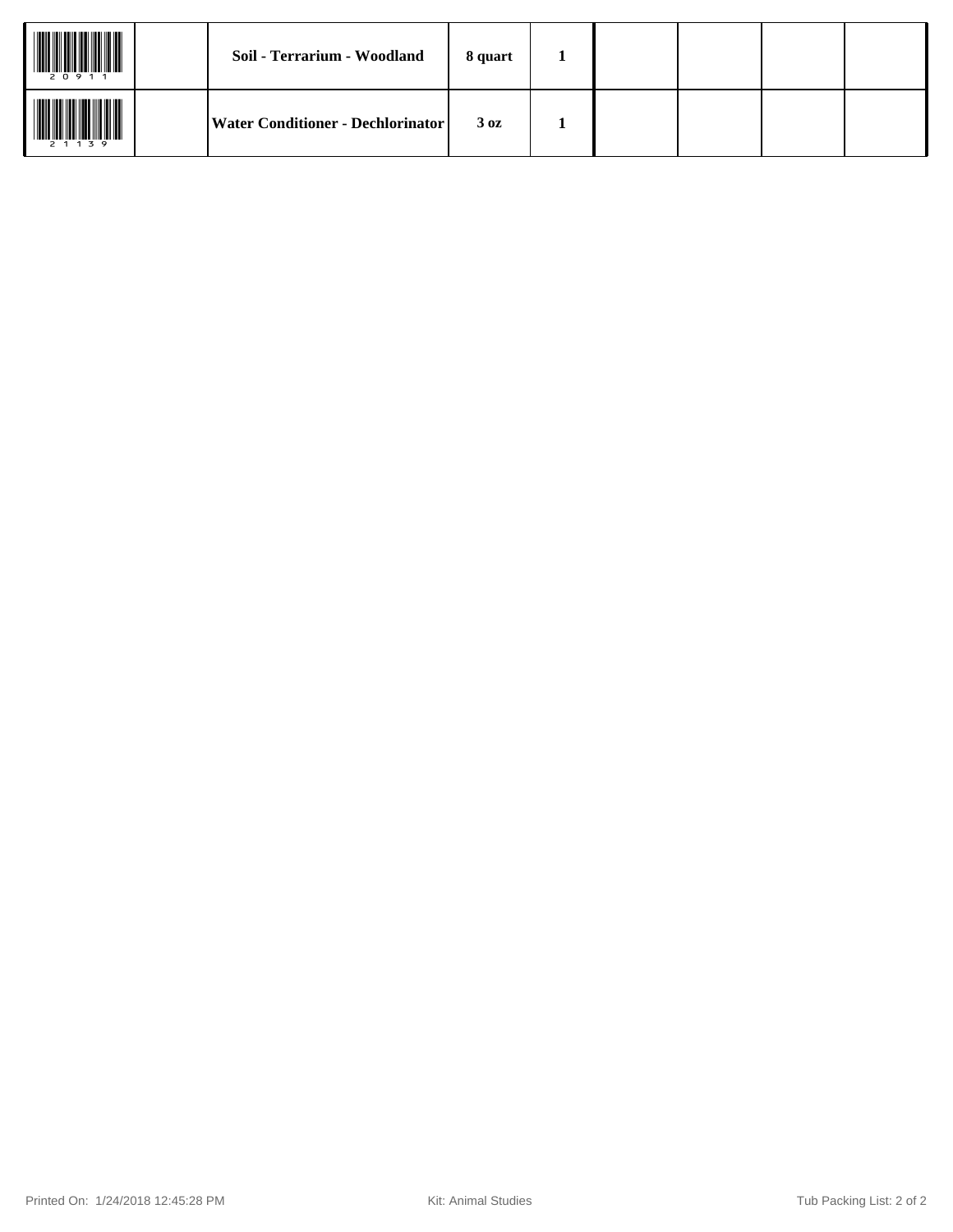| | | | | | | | | |
|---|---|---|---|---|---|---|---|---|
| 20911 | | **Soil - Terrarium - Woodland** | **8 quart** | **1** | | | | |
| 21139 | | **Water Conditioner - Dechlorinator** | **3 oz** | **1** | | | | |

Printed On: 1/24/2018 12:45:28 PM    Kit: Animal Studies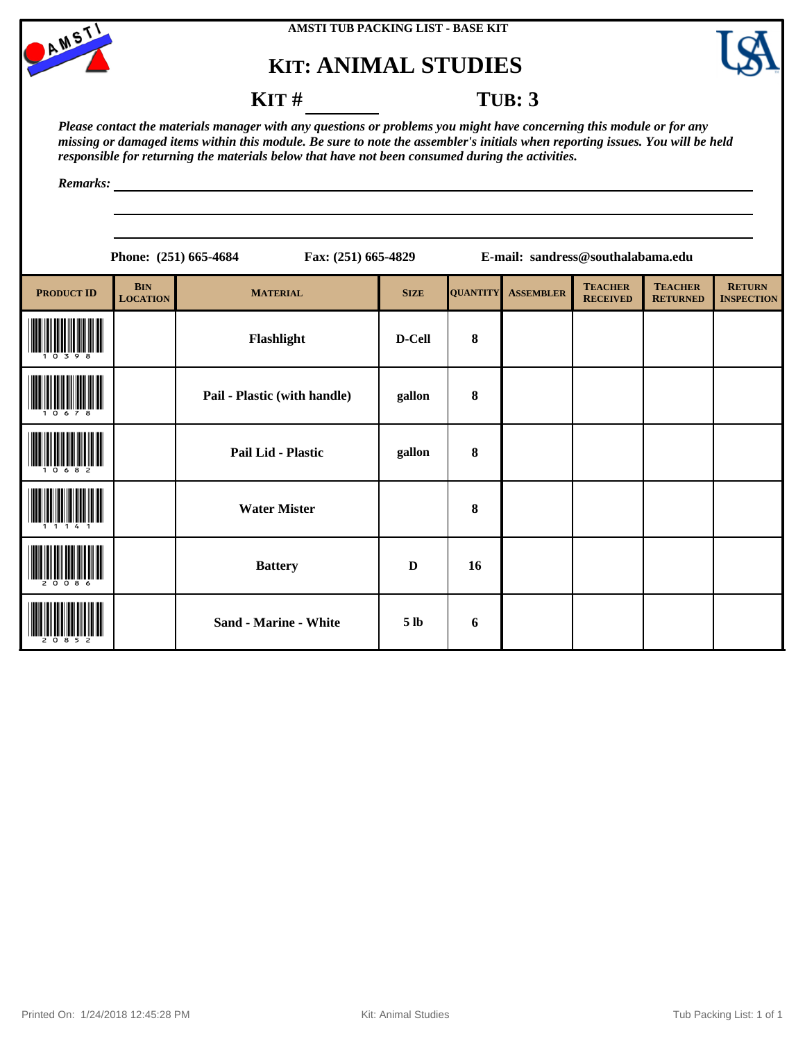AMSTI TUB PACKING LIST - BASE KIT

# KIT: ANIMAL STUDIES

**KIT #** ________ **TUB: 3**

*Please contact the materials manager with any questions or problems you might have concerning this module or for any missing or damaged items within this module. Be sure to note the assembler's initials when reporting issues. You will be held responsible for returning the materials below that have not been consumed during the activities.*

*Remarks:* ________________________________

**Phone:** (251) 665-4684 **Fax:** (251) 665-4829 **E-mail:** sandress@southalabama.edu

| PRODUCT ID | BIN LOCATION | MATERIAL | SIZE | QUANTITY | ASSEMBLER | TEACHER RECEIVED | TEACHER RETURNED | RETURN INSPECTION |
|---|---|---|---|---|---|---|---|---|
| 10398 | | Flashlight | D-Cell | 8 | | | | |
| 10678 | | Pail - Plastic (with handle) | gallon | 8 | | | | |
| 10682 | | Pail Lid - Plastic | gallon | 8 | | | | |
| 11141 | | Water Mister | | 8 | | | | |
| 20086 | | Battery | D | 16 | | | | |
| 20852 | | Sand - Marine - White | 5 lb | 6 | | | | |

Printed On: 1/24/2018 12:45:28 PM Kit: Animal Studies